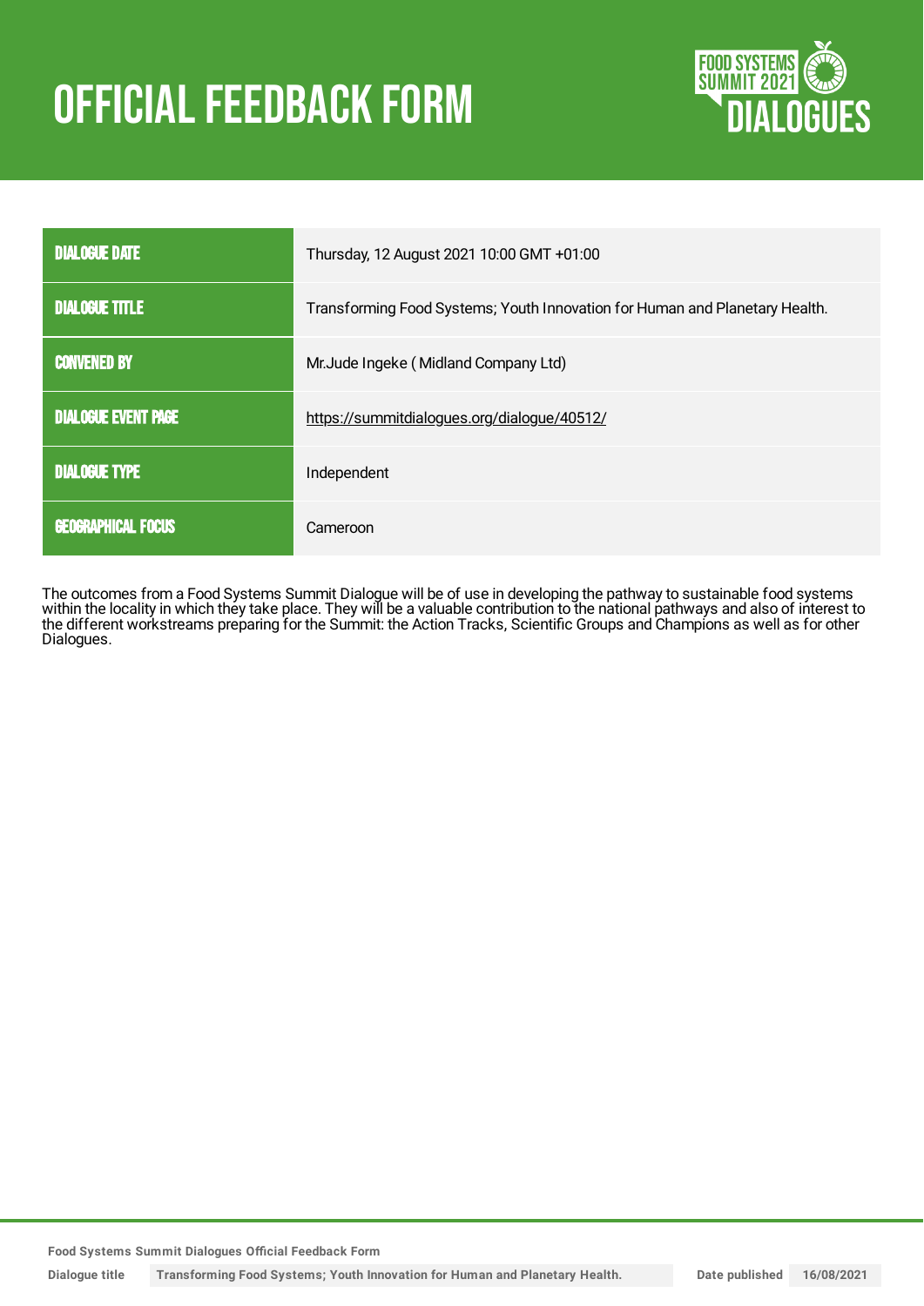# OFFICIAL FEEDBACK FORM

| | |
|---|---|
| DIALOGUE DATE | Thursday, 12 August 2021 10:00 GMT +01:00 |
| DIALOGUE TITLE | Transforming Food Systems; Youth Innovation for Human and Planetary Health. |
| CONVENED BY | Mr.Jude Ingeke ( Midland Company Ltd) |
| DIALOGUE EVENT PAGE | https://summitdialogues.org/dialogue/40512/ |
| DIALOGUE TYPE | Independent |
| GEOGRAPHICAL FOCUS | Cameroon |

The outcomes from a Food Systems Summit Dialogue will be of use in developing the pathway to sustainable food systems within the locality in which they take place. They will be a valuable contribution to the national pathways and also of interest to the different workstreams preparing for the Summit: the Action Tracks, Scientific Groups and Champions as well as for other Dialogues.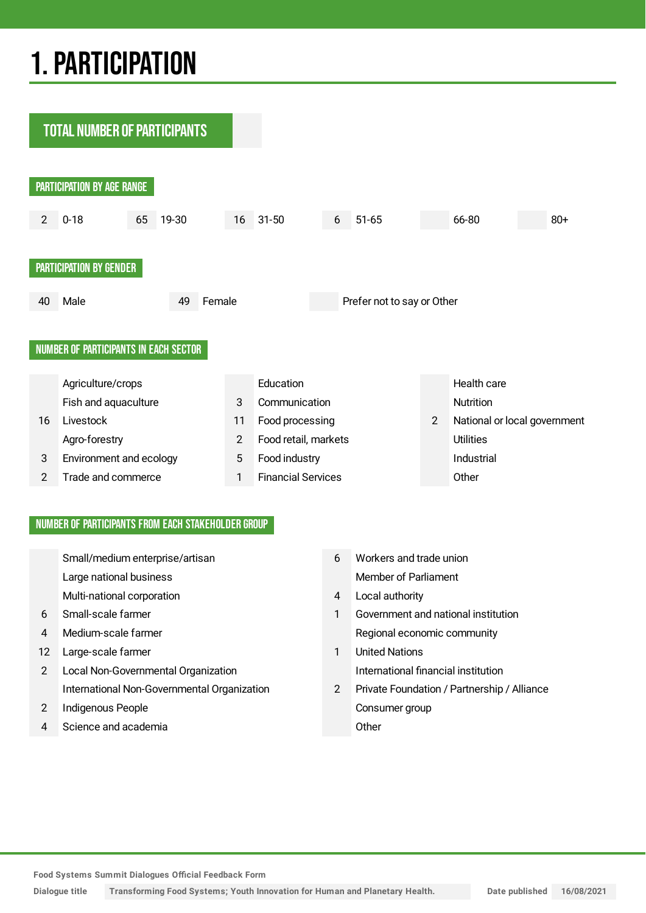# 1. PARTICIPATION

## TOTAL NUMBER OF PARTICIPANTS

### PARTICIPATION BY AGE RANGE

| Count | Age range |
|---|---|
| 2 | 0-18 |
| 65 | 19-30 |
| 16 | 31-50 |
| 6 | 51-65 |
| | 66-80 |
| | 80+ |

### PARTICIPATION BY GENDER

| Count | Gender |
|---|---|
| 40 | Male |
| 49 | Female |
| | Prefer not to say or Other |

### NUMBER OF PARTICIPANTS IN EACH SECTOR

| Count | Sector | Count | Sector | Count | Sector |
|---|---|---|---|---|---|
| | Agriculture/crops | | Education | | Health care |
| | Fish and aquaculture | 3 | Communication | | Nutrition |
| 16 | Livestock | 11 | Food processing | 2 | National or local government |
| | Agro-forestry | 2 | Food retail, markets | | Utilities |
| 3 | Environment and ecology | 5 | Food industry | | Industrial |
| 2 | Trade and commerce | 1 | Financial Services | | Other |

### NUMBER OF PARTICIPANTS FROM EACH STAKEHOLDER GROUP

| Count | Stakeholder group | Count | Stakeholder group |
|---|---|---|---|
| | Small/medium enterprise/artisan | 6 | Workers and trade union |
| | Large national business | | Member of Parliament |
| | Multi-national corporation | 4 | Local authority |
| 6 | Small-scale farmer | 1 | Government and national institution |
| 4 | Medium-scale farmer | | Regional economic community |
| 12 | Large-scale farmer | 1 | United Nations |
| 2 | Local Non-Governmental Organization | | International financial institution |
| | International Non-Governmental Organization | 2 | Private Foundation / Partnership / Alliance |
| 2 | Indigenous People | | Consumer group |
| 4 | Science and academia | | Other |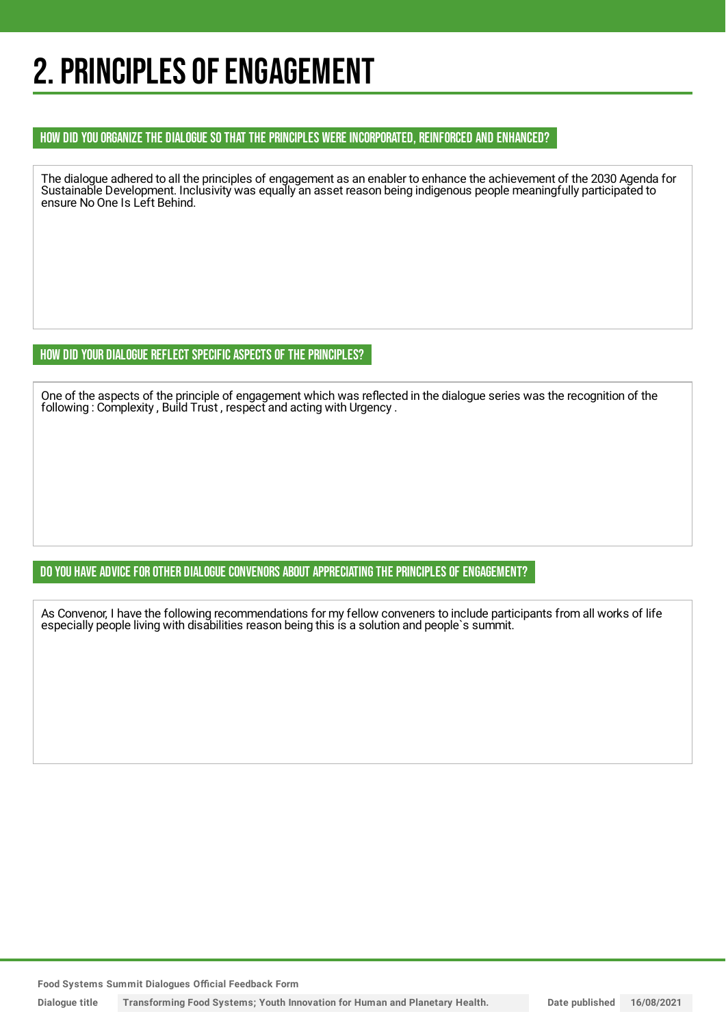# 2. PRINCIPLES OF ENGAGEMENT

### HOW DID YOU ORGANIZE THE DIALOGUE SO THAT THE PRINCIPLES WERE INCORPORATED, REINFORCED AND ENHANCED?

The dialogue adhered to all the principles of engagement as an enabler to enhance the achievement of the 2030 Agenda for Sustainable Development. Inclusivity was equally an asset reason being indigenous people meaningfully participated to ensure No One Is Left Behind.

### HOW DID YOUR DIALOGUE REFLECT SPECIFIC ASPECTS OF THE PRINCIPLES?

One of the aspects of the principle of engagement which was reflected in the dialogue series was the recognition of the following : Complexity , Build Trust , respect and acting with Urgency .

### DO YOU HAVE ADVICE FOR OTHER DIALOGUE CONVENORS ABOUT APPRECIATING THE PRINCIPLES OF ENGAGEMENT?

As Convenor, I have the following recommendations for my fellow conveners to include participants from all works of life especially people living with disabilities reason being this is a solution and people`s summit.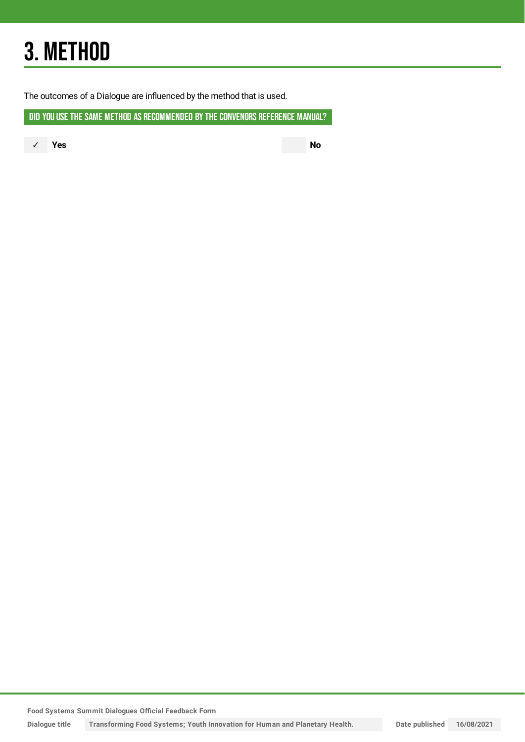# 3. METHOD

The outcomes of a Dialogue are influenced by the method that is used.

## DID YOU USE THE SAME METHOD AS RECOMMENDED BY THE CONVENORS REFERENCE MANUAL?

✓ **Yes**

**No**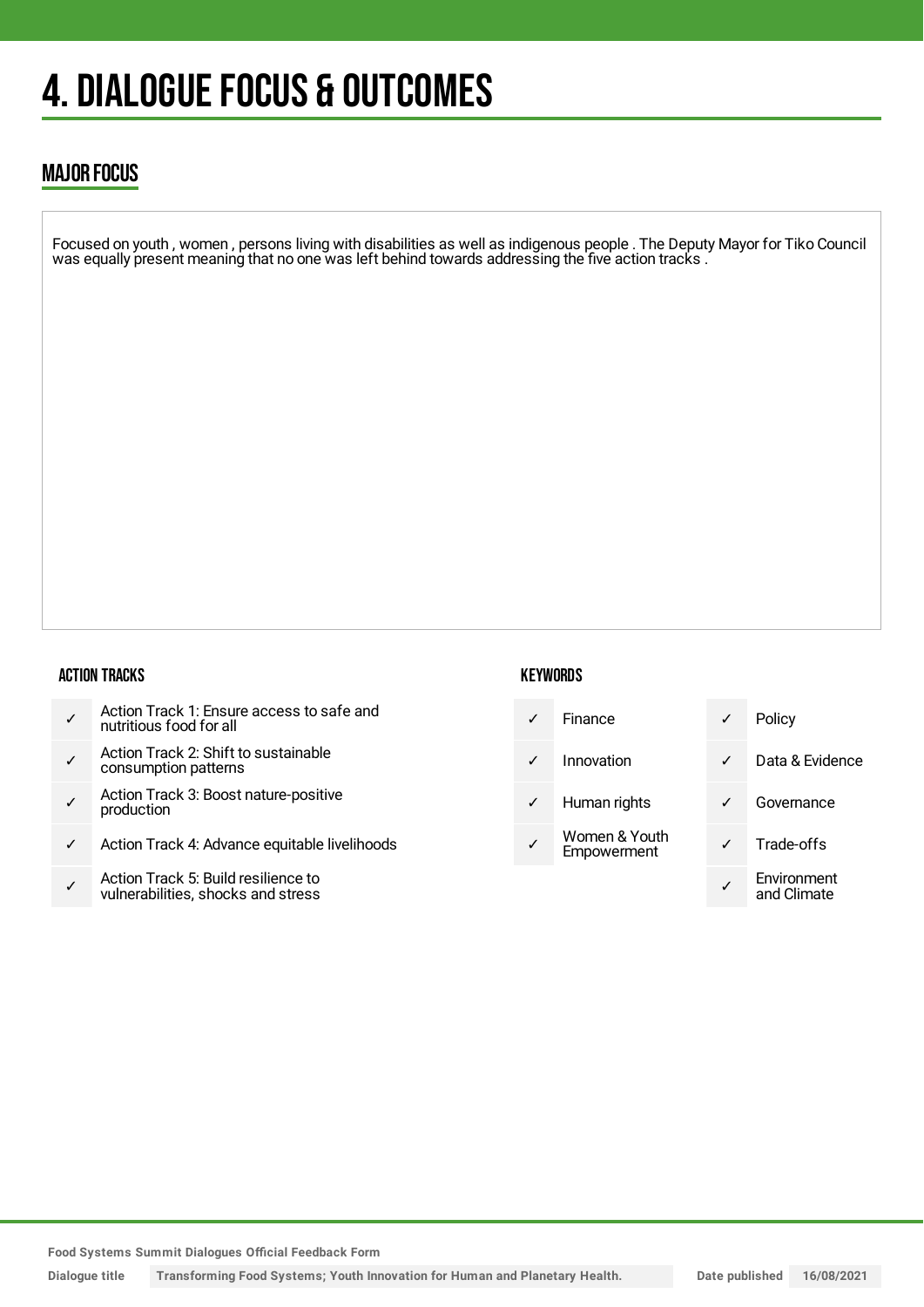# 4. DIALOGUE FOCUS & OUTCOMES

## MAJOR FOCUS

Focused on youth , women , persons living with disabilities as well as indigenous people . The Deputy Mayor for Tiko Council was equally present meaning that no one was left behind towards addressing the five action tracks .

### ACTION TRACKS

| | |
|---|---|
| ✓ | Action Track 1: Ensure access to safe and nutritious food for all |
| ✓ | Action Track 2: Shift to sustainable consumption patterns |
| ✓ | Action Track 3: Boost nature-positive production |
| ✓ | Action Track 4: Advance equitable livelihoods |
| ✓ | Action Track 5: Build resilience to vulnerabilities, shocks and stress |

### KEYWORDS

| | | | |
|---|---|---|---|
| ✓ | Finance | ✓ | Policy |
| ✓ | Innovation | ✓ | Data & Evidence |
| ✓ | Human rights | ✓ | Governance |
| ✓ | Women & Youth Empowerment | ✓ | Trade-offs |
| | | ✓ | Environment and Climate |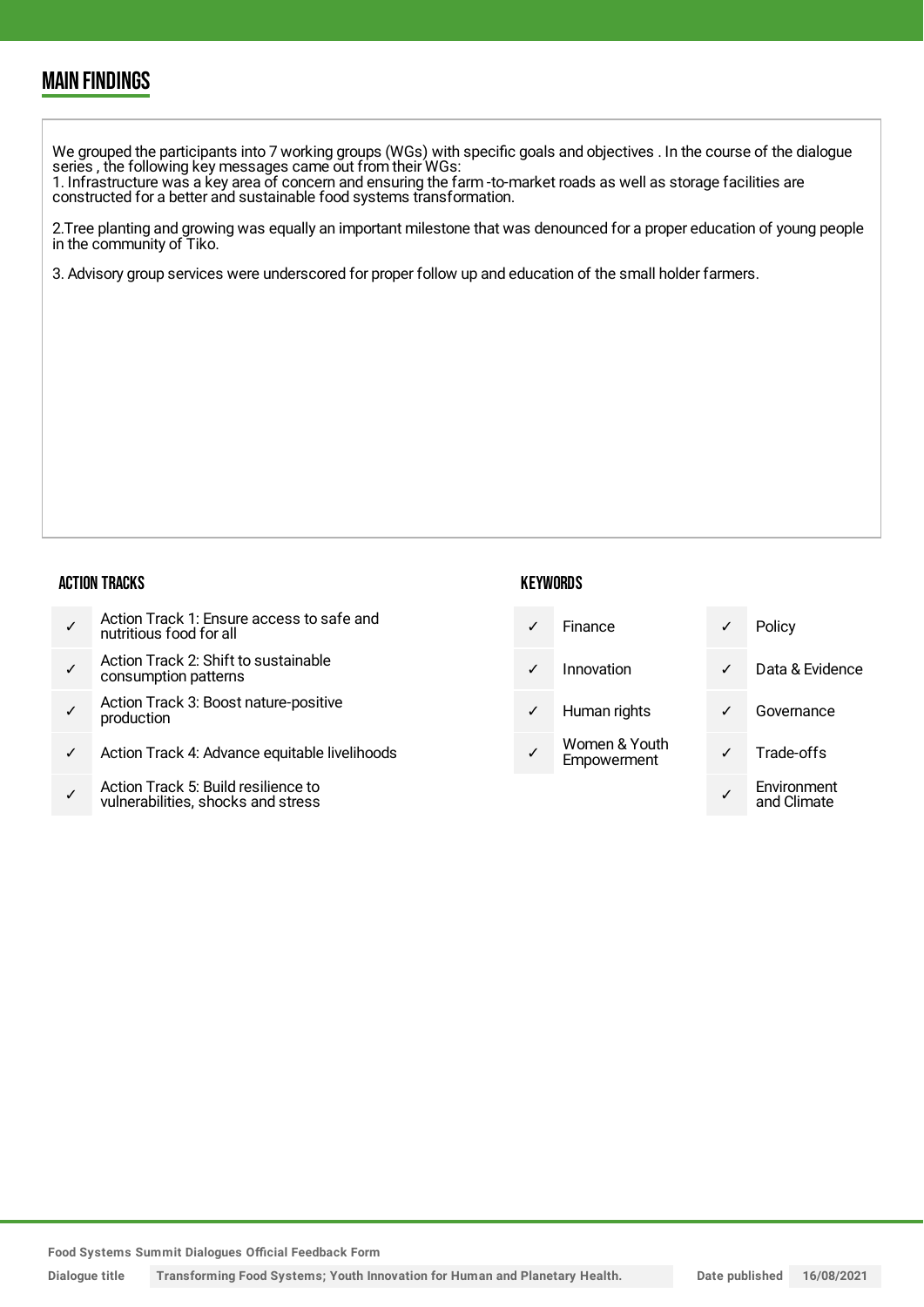## MAIN FINDINGS

We grouped the participants into 7 working groups (WGs) with specific goals and objectives . In the course of the dialogue series , the following key messages came out from their WGs:
1. Infrastructure was a key area of concern and ensuring the farm -to-market roads as well as storage facilities are constructed for a better and sustainable food systems transformation.

2.Tree planting and growing was equally an important milestone that was denounced for a proper education of young people in the community of Tiko.

3. Advisory group services were underscored for proper follow up and education of the small holder farmers.

### ACTION TRACKS

- ✓ Action Track 1: Ensure access to safe and nutritious food for all
- ✓ Action Track 2: Shift to sustainable consumption patterns
- ✓ Action Track 3: Boost nature-positive production
- ✓ Action Track 4: Advance equitable livelihoods
- ✓ Action Track 5: Build resilience to vulnerabilities, shocks and stress

### KEYWORDS

| | | | |
|---|---|---|---|
| ✓ | Finance | ✓ | Policy |
| ✓ | Innovation | ✓ | Data & Evidence |
| ✓ | Human rights | ✓ | Governance |
| ✓ | Women & Youth Empowerment | ✓ | Trade-offs |
| | | ✓ | Environment and Climate |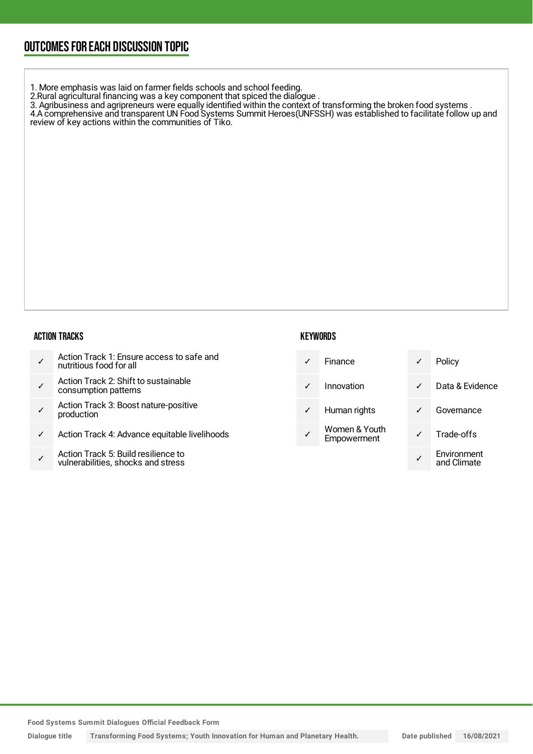## OUTCOMES FOR EACH DISCUSSION TOPIC

1. More emphasis was laid on farmer fields schools and school feeding.
2.Rural agricultural financing was a key component that spiced the dialogue .
3. Agribusiness and agripreneurs were equally identified within the context of transforming the broken food systems .
4.A comprehensive and transparent UN Food Systems Summit Heroes(UNFSSH) was established to facilitate follow up and review of key actions within the communities of Tiko.

### ACTION TRACKS

| | |
|---|---|
| ✓ | Action Track 1: Ensure access to safe and nutritious food for all |
| ✓ | Action Track 2: Shift to sustainable consumption patterns |
| ✓ | Action Track 3: Boost nature-positive production |
| ✓ | Action Track 4: Advance equitable livelihoods |
| ✓ | Action Track 5: Build resilience to vulnerabilities, shocks and stress |

### KEYWORDS

| | | | |
|---|---|---|---|
| ✓ | Finance | ✓ | Policy |
| ✓ | Innovation | ✓ | Data & Evidence |
| ✓ | Human rights | ✓ | Governance |
| ✓ | Women & Youth Empowerment | ✓ | Trade-offs |
| | | ✓ | Environment and Climate |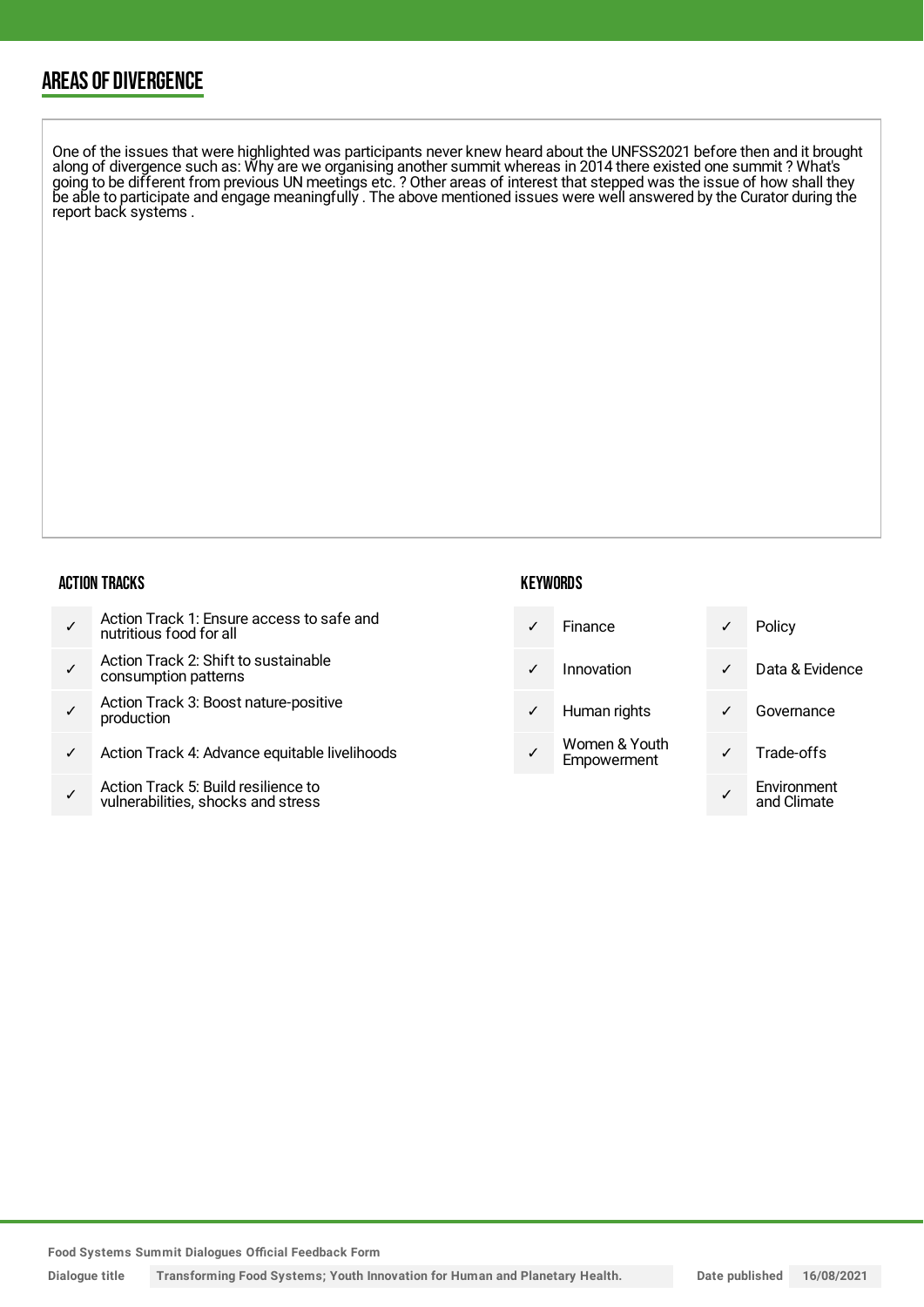## AREAS OF DIVERGENCE

One of the issues that were highlighted was participants never knew heard about the UNFSS2021 before then and it brought along of divergence such as: Why are we organising another summit whereas in 2014 there existed one summit ? What's going to be different from previous UN meetings etc. ? Other areas of interest that stepped was the issue of how shall they be able to participate and engage meaningfully . The above mentioned issues were well answered by the Curator during the report back systems .

### ACTION TRACKS

- ✓ Action Track 1: Ensure access to safe and nutritious food for all
- ✓ Action Track 2: Shift to sustainable consumption patterns
- ✓ Action Track 3: Boost nature-positive production
- ✓ Action Track 4: Advance equitable livelihoods
- ✓ Action Track 5: Build resilience to vulnerabilities, shocks and stress

### KEYWORDS

- ✓ Finance
- ✓ Innovation
- ✓ Human rights
- ✓ Women & Youth Empowerment
- ✓ Policy
- ✓ Data & Evidence
- ✓ Governance
- ✓ Trade-offs
- ✓ Environment and Climate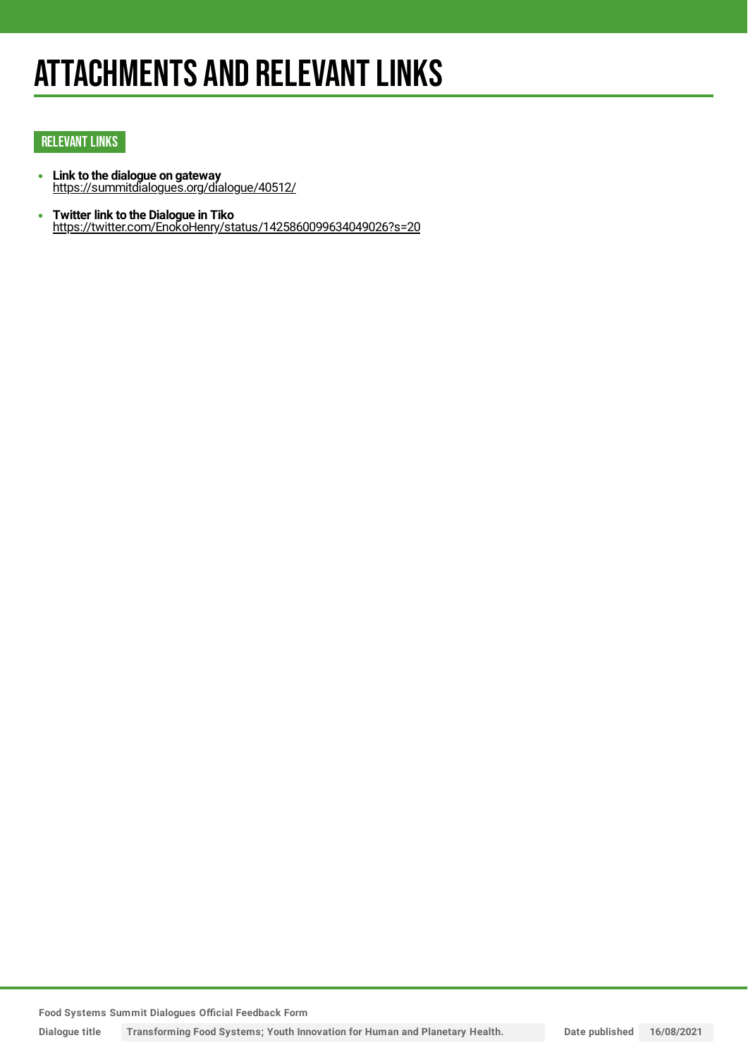# ATTACHMENTS AND RELEVANT LINKS

## RELEVANT LINKS

- **Link to the dialogue on gateway**
  https://summitdialogues.org/dialogue/40512/
- **Twitter link to the Dialogue in Tiko**
  https://twitter.com/EnokoHenry/status/1425860099634049026?s=20